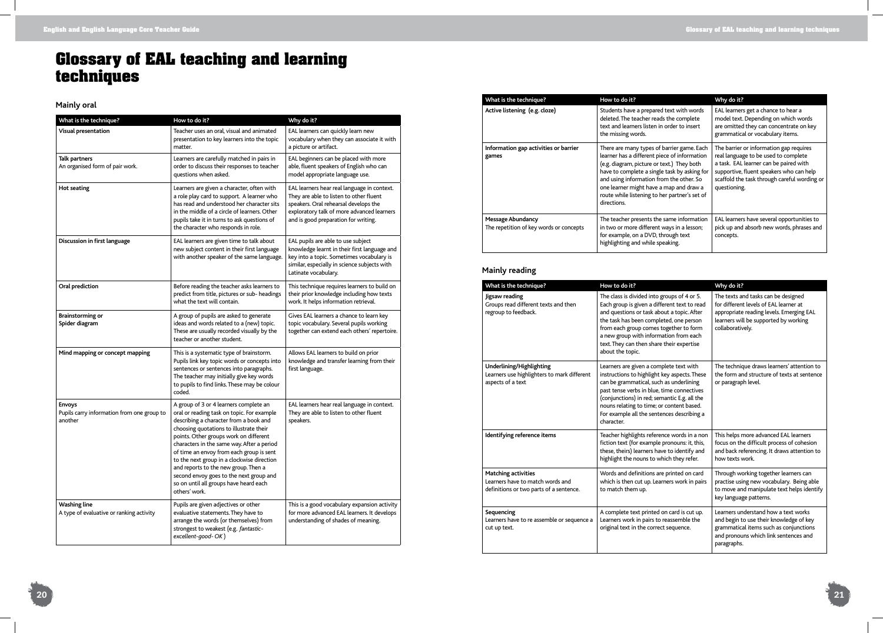# Glossary of EAL teaching and learning techniques

## Mainly oral

| What is the technique? | How to do it? | Why do it? |
|---|---|---|
| **Visual presentation** | Teacher uses an oral, visual and animated presentation to key learners into the topic matter. | EAL learners can quickly learn new vocabulary when they can associate it with a picture or artifact. |
| **Talk partners** An organised form of pair work. | Learners are carefully matched in pairs in order to discuss their responses to teacher questions when asked. | EAL beginners can be placed with more able, fluent speakers of English who can model appropriate language use. |
| **Hot seating** | Learners are given a character, often with a role play card to support. A learner who has read and understood her character sits in the middle of a circle of learners. Other pupils take it in turns to ask questions of the character who responds in role. | EAL learners hear real language in context. They are able to listen to other fluent speakers. Oral rehearsal develops the exploratory talk of more advanced learners and is good preparation for writing. |
| **Discussion in first language** | EAL learners are given time to talk about new subject content in their first language with another speaker of the same language. | EAL pupils are able to use subject knowledge learnt in their first language and key into a topic. Sometimes vocabulary is similar, especially in science subjects with Latinate vocabulary. |
| **Oral prediction** | Before reading the teacher asks learners to predict from title, pictures or sub- headings what the text will contain. | This technique requires learners to build on their prior knowledge including how texts work. It helps information retrieval. |
| **Brainstorming or Spider diagram** | A group of pupils are asked to generate ideas and words related to a (new) topic. These are usually recorded visually by the teacher or another student. | Gives EAL learners a chance to learn key topic vocabulary. Several pupils working together can extend each others' repertoire. |
| **Mind mapping or concept mapping** | This is a systematic type of brainstorm. Pupils link key topic words or concepts into sentences or sentences into paragraphs. The teacher may initially give key words to pupils to find links. These may be colour coded. | Allows EAL learners to build on prior knowledge and transfer learning from their first language. |
| **Envoys** Pupils carry information from one group to another | A group of 3 or 4 learners complete an oral or reading task on topic. For example describing a character from a book and choosing quotations to illustrate their points. Other groups work on different characters in the same way. After a period of time an envoy from each group is sent to the next group in a clockwise direction and reports to the new group. Then a second envoy goes to the next group and so on until all groups have heard each others' work. | EAL learners hear real language in context. They are able to listen to other fluent speakers. |
| **Washing line** A type of evaluative or ranking activity | Pupils are given adjectives or other evaluative statements. They have to arrange the words (or themselves) from strongest to weakest (e.g. *fantastic-excellent-good- OK* ) | This is a good vocabulary expansion activity for more advanced EAL learners. It develops understanding of shades of meaning. |
| **Active listening (e.g. cloze)** | Students have a prepared text with words deleted. The teacher reads the complete text and learners listen in order to insert the missing words. | EAL learners get a chance to hear a model text. Depending on which words are omitted they can concentrate on key grammatical or vocabulary items. |
| **Information gap activities or barrier games** | There are many types of barrier game. Each learner has a different piece of information (e.g. diagram, picture or text.) They both have to complete a single task by asking for and using information from the other. So one learner might have a map and draw a route while listening to her partner's set of directions. | The barrier or information gap requires real language to be used to complete a task. EAL learner can be paired with supportive, fluent speakers who can help scaffold the task through careful wording or questioning. |
| **Message Abundancy** The repetition of key words or concepts | The teacher presents the same information in two or more different ways in a lesson; for example, on a DVD, through text highlighting and while speaking. | EAL learners have several opportunities to pick up and absorb new words, phrases and concepts. |

## Mainly reading

| What is the technique? | How to do it? | Why do it? |
|---|---|---|
| **Jigsaw reading** Groups read different texts and then regroup to feedback. | The class is divided into groups of 4 or 5. Each group is given a different text to read and questions or task about a topic. After the task has been completed, one person from each group comes together to form a new group with information from each text. They can then share their expertise about the topic. | The texts and tasks can be designed for different levels of EAL learner at appropriate reading levels. Emerging EAL learners will be supported by working collaboratively. |
| **Underlining/Highlighting** Learners use highlighters to mark different aspects of a text | Learners are given a complete text with instructions to highlight key aspects. These can be grammatical, such as underlining past tense verbs in blue, time connectives (conjunctions) in red; semantic E.g. all the nouns relating to time; or content based. For example all the sentences describing a character. | The technique draws learners' attention to the form and structure of texts at sentence or paragraph level. |
| **Identifying reference items** | Teacher highlights reference words in a non fiction text (for example pronouns: it, this, these, theirs) learners have to identify and highlight the nouns to which they refer. | This helps more advanced EAL learners focus on the difficult process of cohesion and back referencing. It draws attention to how texts work. |
| **Matching activities** Learners have to match words and definitions or two parts of a sentence. | Words and definitions are printed on card which is then cut up. Learners work in pairs to match them up. | Through working together learners can practise using new vocabulary. Being able to move and manipulate text helps identify key language patterns. |
| **Sequencing** Learners have to re assemble or sequence a cut up text. | A complete text printed on card is cut up. Learners work in pairs to reassemble the original text in the correct sequence. | Learners understand how a text works and begin to use their knowledge of key grammatical items such as conjunctions and pronouns which link sentences and paragraphs. |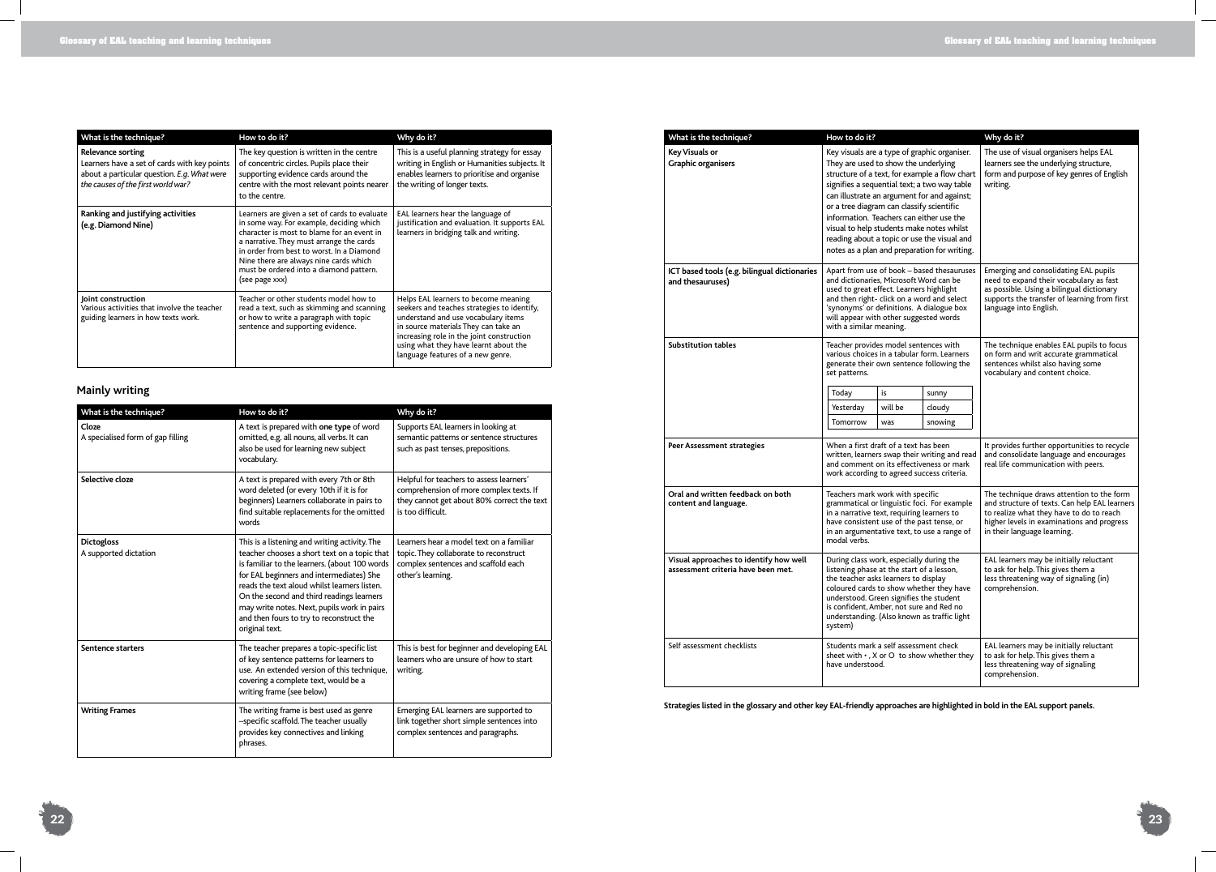| What is the technique? | How to do it? | Why do it? |
|---|---|---|
| **Relevance sorting**<br>Learners have a set of cards with key points about a particular question. *E.g. What were the causes of the first world war?* | The key question is written in the centre of concentric circles. Pupils place their supporting evidence cards around the centre with the most relevant points nearer to the centre. | This is a useful planning strategy for essay writing in English or Humanities subjects. It enables learners to prioritise and organise the writing of longer texts. |
| **Ranking and justifying activities (e.g. Diamond Nine)** | Learners are given a set of cards to evaluate in some way. For example, deciding which character is most to blame for an event in a narrative. They must arrange the cards in order from best to worst. In a Diamond Nine there are always nine cards which must be ordered into a diamond pattern. (see page xxx) | EAL learners hear the language of justification and evaluation. It supports EAL learners in bridging talk and writing. |
| **Joint construction**<br>Various activities that involve the teacher guiding learners in how texts work. | Teacher or other students model how to read a text, such as skimming and scanning or how to write a paragraph with topic sentence and supporting evidence. | Helps EAL learners to become meaning seekers and teaches strategies to identify, understand and use vocabulary items in source materials They can take an increasing role in the joint construction using what they have learnt about the language features of a new genre. |

## Mainly writing

| What is the technique? | How to do it? | Why do it? |
|---|---|---|
| **Cloze**<br>A specialised form of gap filling | A text is prepared with **one type** of word omitted, e.g. all nouns, all verbs. It can also be used for learning new subject vocabulary. | Supports EAL learners in looking at semantic patterns or sentence structures such as past tenses, prepositions. |
| **Selective cloze** | A text is prepared with every 7th or 8th word deleted (or every 10th if it is for beginners) Learners collaborate in pairs to find suitable replacements for the omitted words | Helpful for teachers to assess learners' comprehension of more complex texts. If they cannot get about 80% correct the text is too difficult. |
| **Dictogloss**<br>A supported dictation | This is a listening and writing activity. The teacher chooses a short text on a topic that is familiar to the learners. (about 100 words for EAL beginners and intermediates) She reads the text aloud whilst learners listen. On the second and third readings learners may write notes. Next, pupils work in pairs and then fours to try to reconstruct the original text. | Learners hear a model text on a familiar topic. They collaborate to reconstruct complex sentences and scaffold each other's learning. |
| **Sentence starters** | The teacher prepares a topic-specific list of key sentence patterns for learners to use. An extended version of this technique, covering a complete text, would be a writing frame (see below) | This is best for beginner and developing EAL learners who are unsure of how to start writing. |
| **Writing Frames** | The writing frame is best used as genre –specific scaffold. The teacher usually provides key connectives and linking phrases. | Emerging EAL learners are supported to link together short simple sentences into complex sentences and paragraphs. |

| What is the technique? | How to do it? | Why do it? |
|---|---|---|
| **Key Visuals or Graphic organisers** | Key visuals are a type of graphic organiser. They are used to show the underlying structure of a text, for example a flow chart signifies a sequential text; a two way table can illustrate an argument for and against; or a tree diagram can classify scientific information. Teachers can either use the visual to help students make notes whilst reading about a topic or use the visual and notes as a plan and preparation for writing. | The use of visual organisers helps EAL learners see the underlying structure, form and purpose of key genres of English writing. |
| **ICT based tools (e.g. bilingual dictionaries and thesauruses)** | Apart from use of book – based thesauruses and dictionaries, Microsoft Word can be used to great effect. Learners highlight and then right- click on a word and select 'synonyms' or definitions. A dialogue box will appear with other suggested words with a similar meaning. | Emerging and consolidating EAL pupils need to expand their vocabulary as fast as possible. Using a bilingual dictionary supports the transfer of learning from first language into English. |
| **Substitution tables** | Teacher provides model sentences with various choices in a tabular form. Learners generate their own sentence following the set patterns.<br>Today / is / sunny<br>Yesterday / will be / cloudy<br>Tomorrow / was / snowing | The technique enables EAL pupils to focus on form and writ accurate grammatical sentences whilst also having some vocabulary and content choice. |
| **Peer Assessment strategies** | When a first draft of a text has been written, learners swap their writing and read and comment on its effectiveness or mark work according to agreed success criteria. | It provides further opportunities to recycle and consolidate language and encourages real life communication with peers. |
| **Oral and written feedback on both content and language.** | Teachers mark work with specific grammatical or linguistic foci. For example in a narrative text, requiring learners to have consistent use of the past tense, or in an argumentative text, to use a range of modal verbs. | The technique draws attention to the form and structure of texts. Can help EAL learners to realize what they have to do to reach higher levels in examinations and progress in their language learning. |
| **Visual approaches to identify how well assessment criteria have been met.** | During class work, especially during the listening phase at the start of a lesson, the teacher asks learners to display coloured cards to show whether they have understood. Green signifies the student is confident, Amber, not sure and Red no understanding. (Also known as traffic light system) | EAL learners may be initially reluctant to ask for help. This gives them a less threatening way of signaling (in) comprehension. |
| Self assessment checklists | Students mark a self assessment check sheet with • , X or O to show whether they have understood. | EAL learners may be initially reluctant to ask for help. This gives them a less threatening way of signaling comprehension. |

**Strategies listed in the glossary and other key EAL-friendly approaches are highlighted in bold in the EAL support panels.**